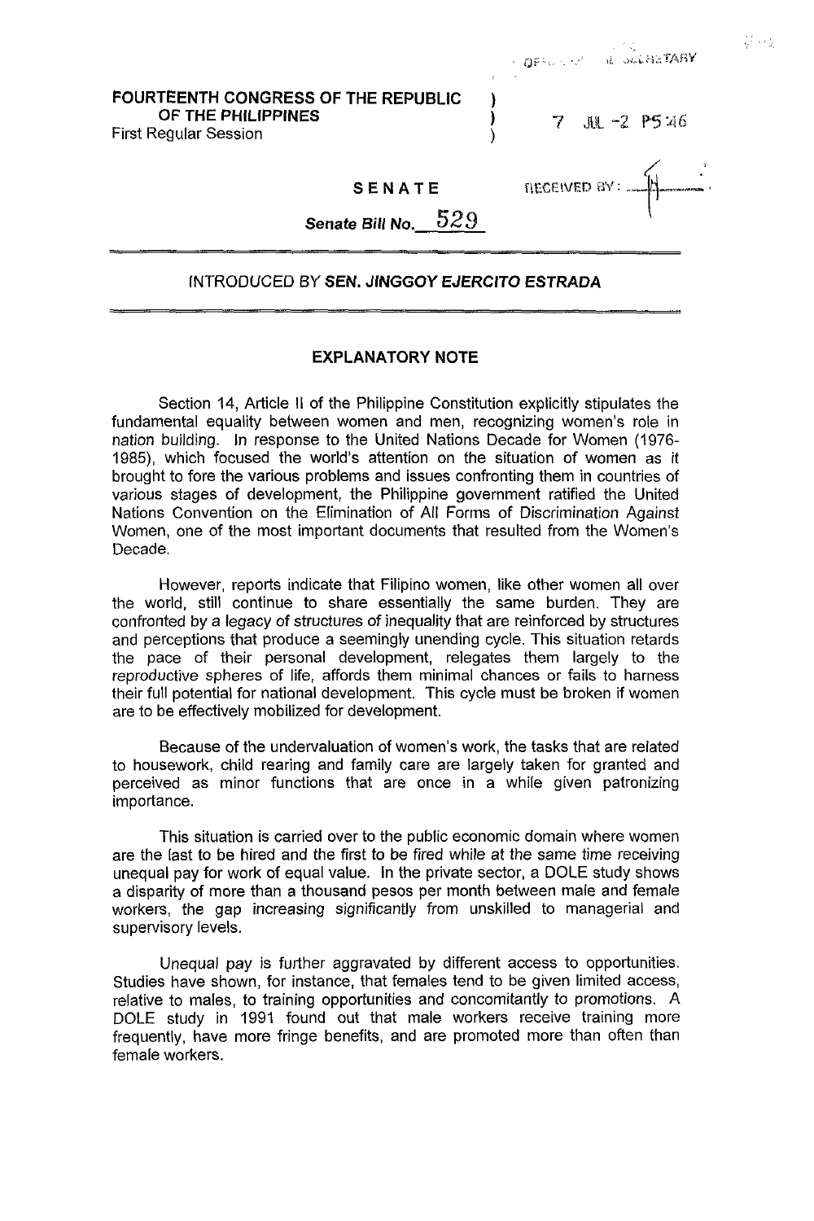OFFICE OF THE SECRETARY

**FOURTEENTH CONGRESS OF THE REPUBLIC OF THE PHILIPPINES**
First Regular Session

7 JUL -2 P5:46

RECEIVED BY:

**SENATE**

***Senate Bill No.*** 529

---

INTRODUCED BY **SEN. JINGGOY EJERCITO ESTRADA**

---

**EXPLANATORY NOTE**

Section 14, Article II of the Philippine Constitution explicitly stipulates the fundamental equality between women and men, recognizing women's role in nation building. In response to the United Nations Decade for Women (1976-1985), which focused the world's attention on the situation of women as it brought to fore the various problems and issues confronting them in countries of various stages of development, the Philippine government ratified the United Nations Convention on the Elimination of All Forms of Discrimination Against Women, one of the most important documents that resulted from the Women's Decade.

However, reports indicate that Filipino women, like other women all over the world, still continue to share essentially the same burden. They are confronted by a legacy of structures of inequality that are reinforced by structures and perceptions that produce a seemingly unending cycle. This situation retards the pace of their personal development, relegates them largely to the reproductive spheres of life, affords them minimal chances or fails to harness their full potential for national development. This cycle must be broken if women are to be effectively mobilized for development.

Because of the undervaluation of women's work, the tasks that are related to housework, child rearing and family care are largely taken for granted and perceived as minor functions that are once in a while given patronizing importance.

This situation is carried over to the public economic domain where women are the last to be hired and the first to be fired while at the same time receiving unequal pay for work of equal value. In the private sector, a DOLE study shows a disparity of more than a thousand pesos per month between male and female workers, the gap increasing significantly from unskilled to managerial and supervisory levels.

Unequal pay is further aggravated by different access to opportunities. Studies have shown, for instance, that females tend to be given limited access, relative to males, to training opportunities and concomitantly to promotions. A DOLE study in 1991 found out that male workers receive training more frequently, have more fringe benefits, and are promoted more than often than female workers.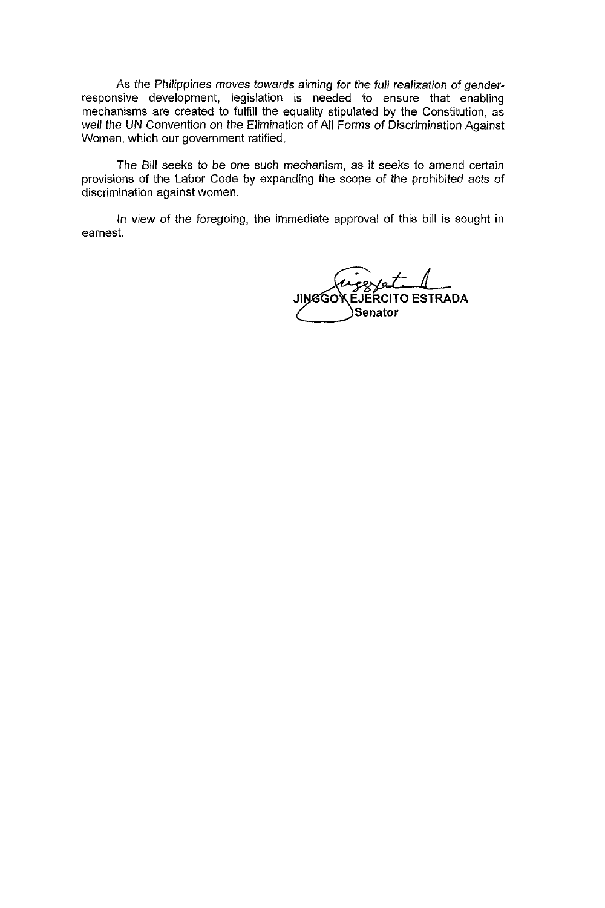As the Philippines moves towards aiming for the full realization of gender-responsive development, legislation is needed to ensure that enabling mechanisms are created to fulfill the equality stipulated by the Constitution, as well the UN Convention on the Elimination of All Forms of Discrimination Against Women, which our government ratified.

The Bill seeks to be one such mechanism, as it seeks to amend certain provisions of the Labor Code by expanding the scope of the prohibited acts of discrimination against women.

In view of the foregoing, the immediate approval of this bill is sought in earnest.

**JINGGOY EJERCITO ESTRADA**
**Senator**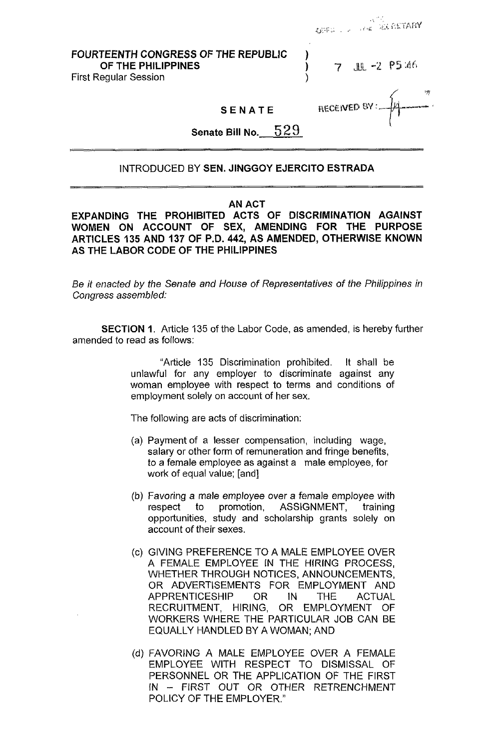FOURTEENTH CONGRESS OF THE REPUBLIC OF THE PHILIPPINES )
First Regular Session )

7 JUL -2 P5:46

RECEIVED BY:

**SENATE**

**Senate Bill No. 529**

---

INTRODUCED BY **SEN. JINGGOY EJERCITO ESTRADA**

---

**AN ACT**

**EXPANDING THE PROHIBITED ACTS OF DISCRIMINATION AGAINST WOMEN ON ACCOUNT OF SEX, AMENDING FOR THE PURPOSE ARTICLES 135 AND 137 OF P.D. 442, AS AMENDED, OTHERWISE KNOWN AS THE LABOR CODE OF THE PHILIPPINES**

*Be it enacted by the Senate and House of Representatives of the Philippines in Congress assembled:*

**SECTION 1.** Article 135 of the Labor Code, as amended, is hereby further amended to read as follows:

> "Article 135 Discrimination prohibited. It shall be unlawful for any employer to discriminate against any woman employee with respect to terms and conditions of employment solely on account of her sex.
>
> The following are acts of discrimination:
>
> (a) Payment of a lesser compensation, including wage, salary or other form of remuneration and fringe benefits, to a female employee as against a male employee, for work of equal value; [and]
>
> (b) Favoring a male employee over a female employee with respect to promotion, ASSIGNMENT, training opportunities, study and scholarship grants solely on account of their sexes.
>
> (c) GIVING PREFERENCE TO A MALE EMPLOYEE OVER A FEMALE EMPLOYEE IN THE HIRING PROCESS, WHETHER THROUGH NOTICES, ANNOUNCEMENTS, OR ADVERTISEMENTS FOR EMPLOYMENT AND APPRENTICESHIP OR IN THE ACTUAL RECRUITMENT, HIRING, OR EMPLOYMENT OF WORKERS WHERE THE PARTICULAR JOB CAN BE EQUALLY HANDLED BY A WOMAN; AND
>
> (d) FAVORING A MALE EMPLOYEE OVER A FEMALE EMPLOYEE WITH RESPECT TO DISMISSAL OF PERSONNEL OR THE APPLICATION OF THE FIRST IN – FIRST OUT OR OTHER RETRENCHMENT POLICY OF THE EMPLOYER."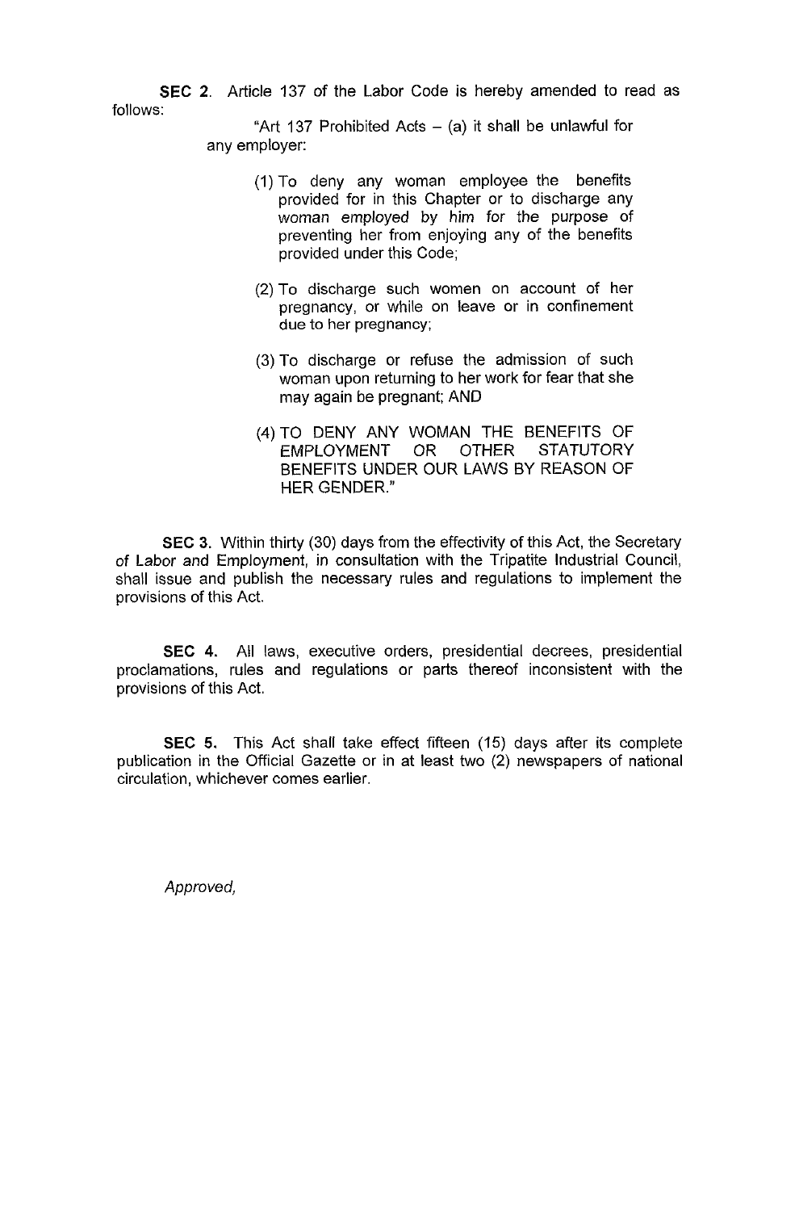**SEC 2.** Article 137 of the Labor Code is hereby amended to read as follows:

"Art 137 Prohibited Acts – (a) it shall be unlawful for any employer:

(1) To deny any woman employee the benefits provided for in this Chapter or to discharge any woman employed by him for the purpose of preventing her from enjoying any of the benefits provided under this Code;

(2) To discharge such women on account of her pregnancy, or while on leave or in confinement due to her pregnancy;

(3) To discharge or refuse the admission of such woman upon returning to her work for fear that she may again be pregnant; AND

(4) TO DENY ANY WOMAN THE BENEFITS OF EMPLOYMENT OR OTHER STATUTORY BENEFITS UNDER OUR LAWS BY REASON OF HER GENDER."

**SEC 3.** Within thirty (30) days from the effectivity of this Act, the Secretary of Labor and Employment, in consultation with the Tripatite Industrial Council, shall issue and publish the necessary rules and regulations to implement the provisions of this Act.

**SEC 4.** All laws, executive orders, presidential decrees, presidential proclamations, rules and regulations or parts thereof inconsistent with the provisions of this Act.

**SEC 5.** This Act shall take effect fifteen (15) days after its complete publication in the Official Gazette or in at least two (2) newspapers of national circulation, whichever comes earlier.

*Approved,*